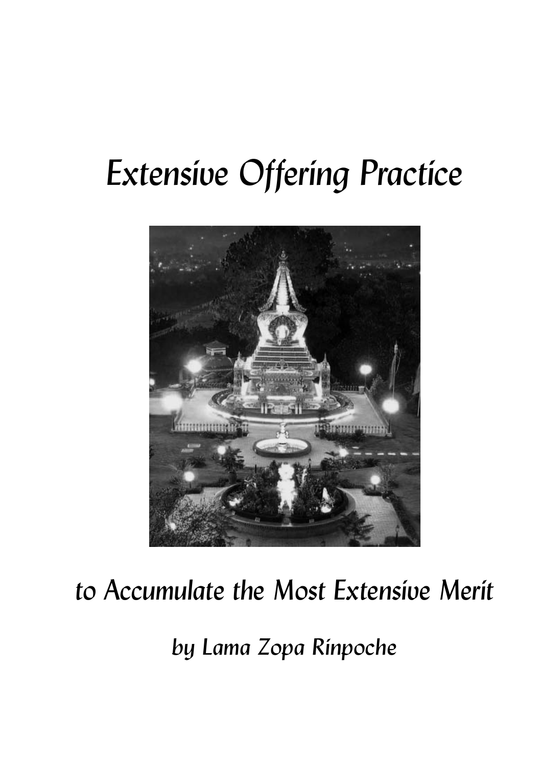# Extensive Offering Practice

## to Accumulate the Most Extensive Merit

*by Lama Zopa Rinpoche*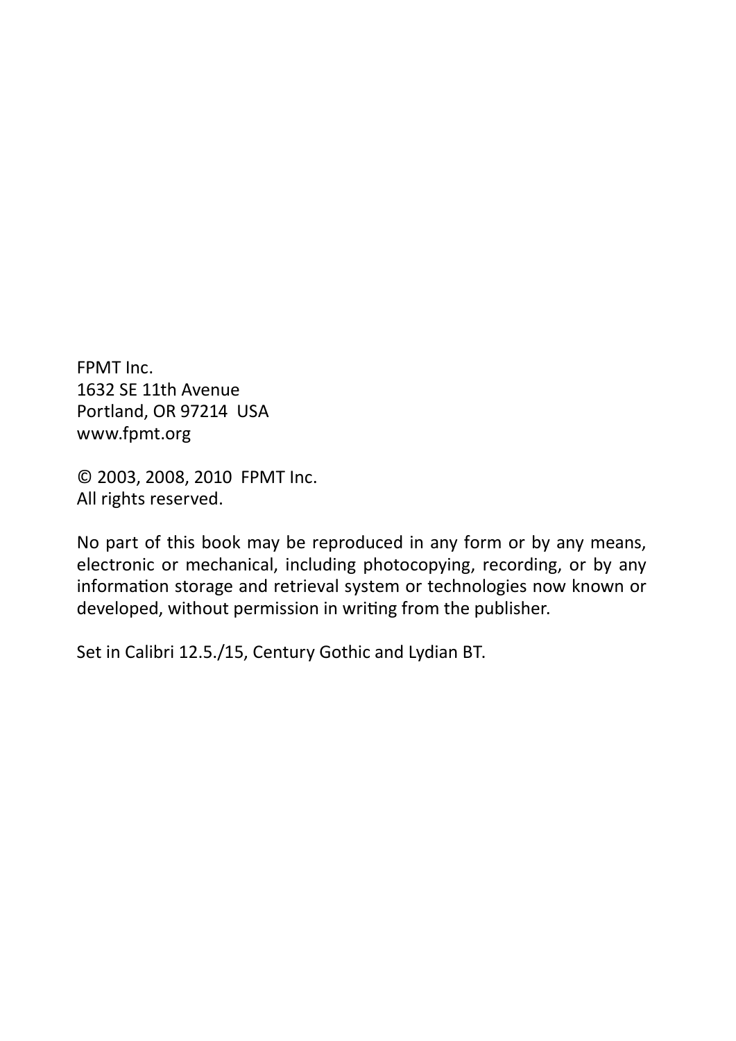FPMT Inc.
1632 SE 11th Avenue
Portland, OR 97214 USA
www.fpmt.org

© 2003, 2008, 2010 FPMT Inc.
All rights reserved.

No part of this book may be reproduced in any form or by any means, electronic or mechanical, including photocopying, recording, or by any information storage and retrieval system or technologies now known or developed, without permission in writing from the publisher.

Set in Calibri 12.5./15, Century Gothic and Lydian BT.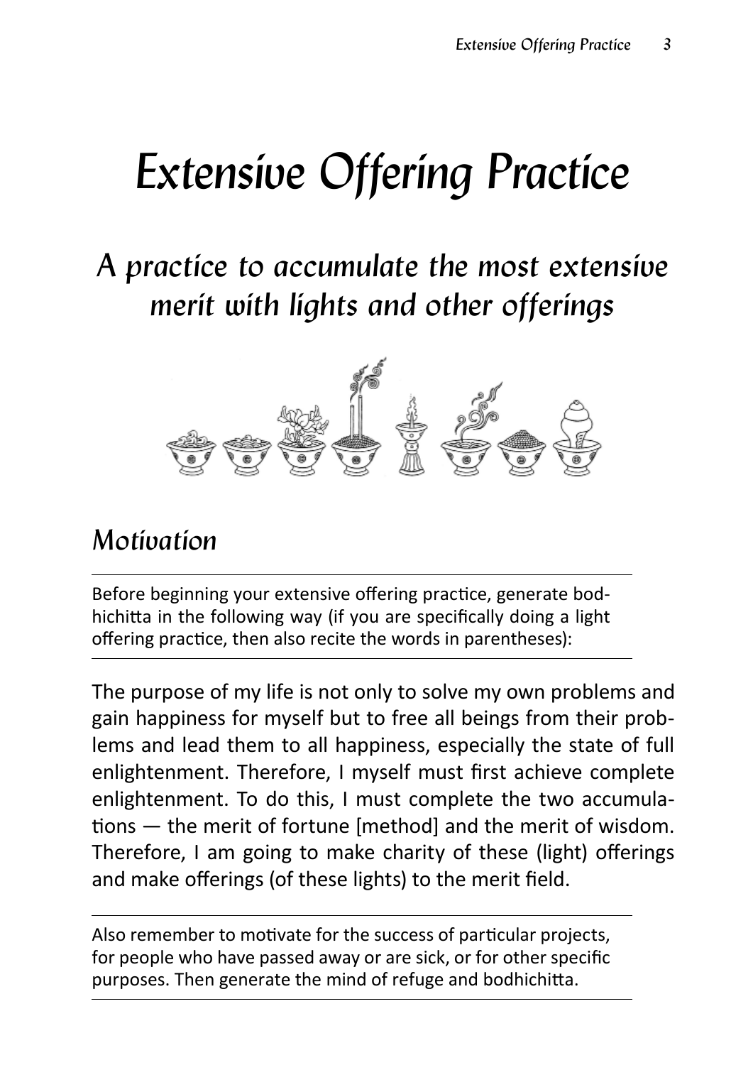# Extensive Offering Practice

## A practice to accumulate the most extensive merit with lights and other offerings

### Motivation

Before beginning your extensive offering practice, generate bodhichitta in the following way (if you are specifically doing a light offering practice, then also recite the words in parentheses):

The purpose of my life is not only to solve my own problems and gain happiness for myself but to free all beings from their problems and lead them to all happiness, especially the state of full enlightenment. Therefore, I myself must first achieve complete enlightenment. To do this, I must complete the two accumulations — the merit of fortune [method] and the merit of wisdom. Therefore, I am going to make charity of these (light) offerings and make offerings (of these lights) to the merit field.

Also remember to motivate for the success of particular projects, for people who have passed away or are sick, or for other specific purposes. Then generate the mind of refuge and bodhichitta.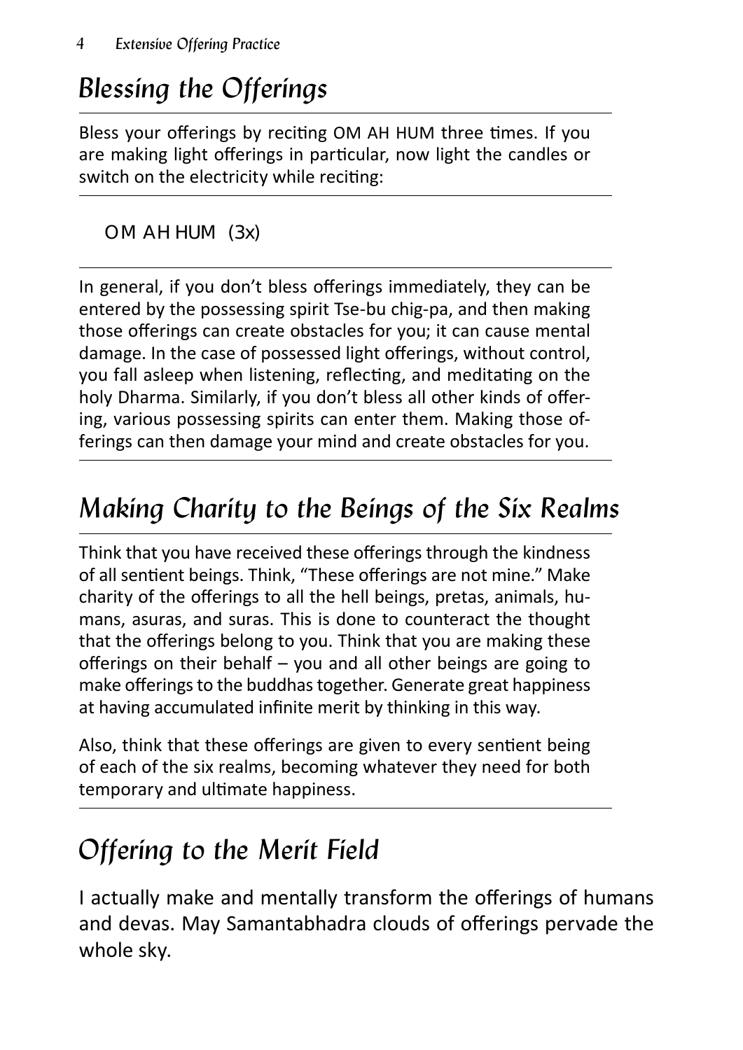## Blessing the Offerings

Bless your offerings by reciting OM AH HUM three times. If you are making light offerings in particular, now light the candles or switch on the electricity while reciting:

OM AH HUM (3x)

In general, if you don't bless offerings immediately, they can be entered by the possessing spirit Tse-bu chig-pa, and then making those offerings can create obstacles for you; it can cause mental damage. In the case of possessed light offerings, without control, you fall asleep when listening, reflecting, and meditating on the holy Dharma. Similarly, if you don't bless all other kinds of offering, various possessing spirits can enter them. Making those offerings can then damage your mind and create obstacles for you.

## Making Charity to the Beings of the Six Realms

Think that you have received these offerings through the kindness of all sentient beings. Think, "These offerings are not mine." Make charity of the offerings to all the hell beings, pretas, animals, humans, asuras, and suras. This is done to counteract the thought that the offerings belong to you. Think that you are making these offerings on their behalf – you and all other beings are going to make offerings to the buddhas together. Generate great happiness at having accumulated infinite merit by thinking in this way.

Also, think that these offerings are given to every sentient being of each of the six realms, becoming whatever they need for both temporary and ultimate happiness.

## Offering to the Merit Field

I actually make and mentally transform the offerings of humans and devas. May Samantabhadra clouds of offerings pervade the whole sky.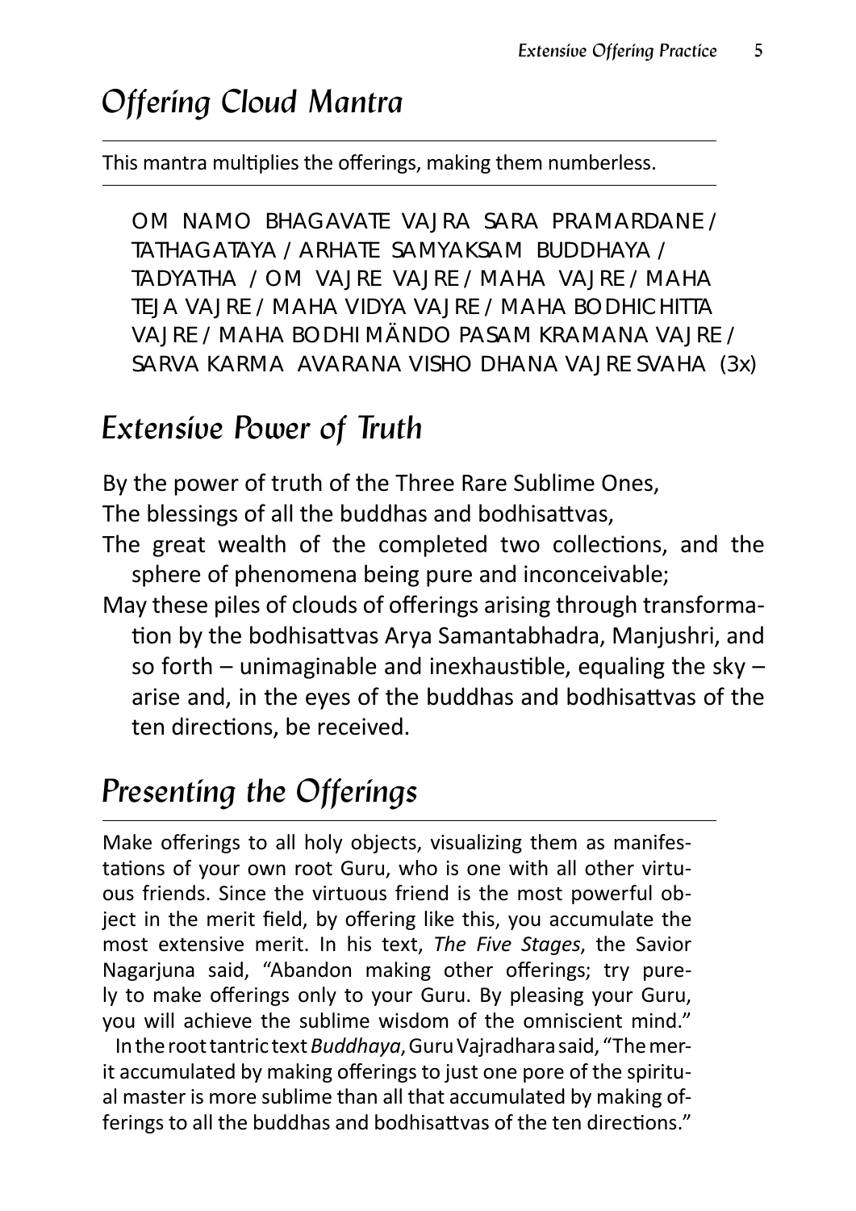## Offering Cloud Mantra

This mantra multiplies the offerings, making them numberless.

OM NAMO BHAGAVATE VAJRA SARA PRAMARDANE / TATHAGATAYA / ARHATE SAMYAKSAM BUDDHAYA / TADYATHA / OM VAJRE VAJRE / MAHA VAJRE / MAHA TEJA VAJRE / MAHA VIDYA VAJRE / MAHA BODHICHITTA VAJRE / MAHA BODHI MÄNDO PASAM KRAMANA VAJRE / SARVA KARMA AVARANA VISHO DHANA VAJRE SVAHA (3x)

## Extensive Power of Truth

By the power of truth of the Three Rare Sublime Ones,
The blessings of all the buddhas and bodhisattvas,
The great wealth of the completed two collections, and the sphere of phenomena being pure and inconceivable;
May these piles of clouds of offerings arising through transformation by the bodhisattvas Arya Samantabhadra, Manjushri, and so forth – unimaginable and inexhaustible, equaling the sky – arise and, in the eyes of the buddhas and bodhisattvas of the ten directions, be received.

## Presenting the Offerings

Make offerings to all holy objects, visualizing them as manifestations of your own root Guru, who is one with all other virtuous friends. Since the virtuous friend is the most powerful object in the merit field, by offering like this, you accumulate the most extensive merit. In his text, *The Five Stages*, the Savior Nagarjuna said, "Abandon making other offerings; try purely to make offerings only to your Guru. By pleasing your Guru, you will achieve the sublime wisdom of the omniscient mind."

In the root tantric text *Buddhaya*, Guru Vajradhara said, "The merit accumulated by making offerings to just one pore of the spiritual master is more sublime than all that accumulated by making offerings to all the buddhas and bodhisattvas of the ten directions."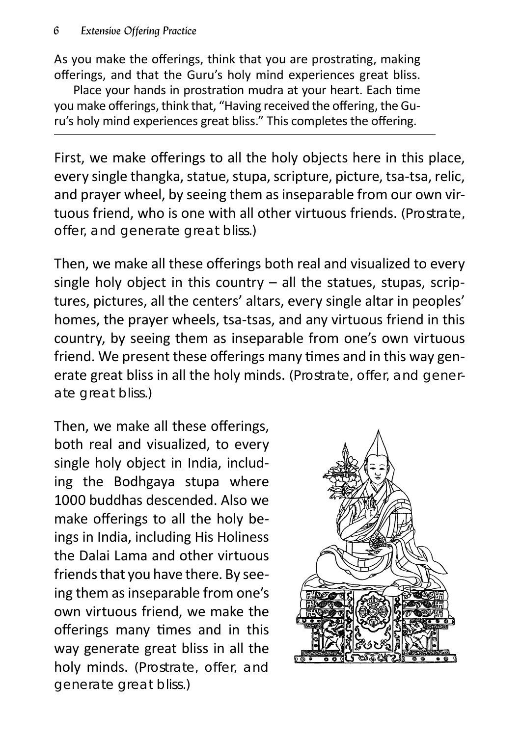As you make the offerings, think that you are prostrating, making offerings, and that the Guru's holy mind experiences great bliss.

Place your hands in prostration mudra at your heart. Each time you make offerings, think that, "Having received the offering, the Guru's holy mind experiences great bliss." This completes the offering.

---

First, we make offerings to all the holy objects here in this place, every single thangka, statue, stupa, scripture, picture, tsa-tsa, relic, and prayer wheel, by seeing them as inseparable from our own virtuous friend, who is one with all other virtuous friends. (Prostrate, offer, and generate great bliss.)

Then, we make all these offerings both real and visualized to every single holy object in this country – all the statues, stupas, scriptures, pictures, all the centers' altars, every single altar in peoples' homes, the prayer wheels, tsa-tsas, and any virtuous friend in this country, by seeing them as inseparable from one's own virtuous friend. We present these offerings many times and in this way generate great bliss in all the holy minds. (Prostrate, offer, and generate great bliss.)

Then, we make all these offerings, both real and visualized, to every single holy object in India, including the Bodhgaya stupa where 1000 buddhas descended. Also we make offerings to all the holy beings in India, including His Holiness the Dalai Lama and other virtuous friends that you have there. By seeing them as inseparable from one's own virtuous friend, we make the offerings many times and in this way generate great bliss in all the holy minds. (Prostrate, offer, and generate great bliss.)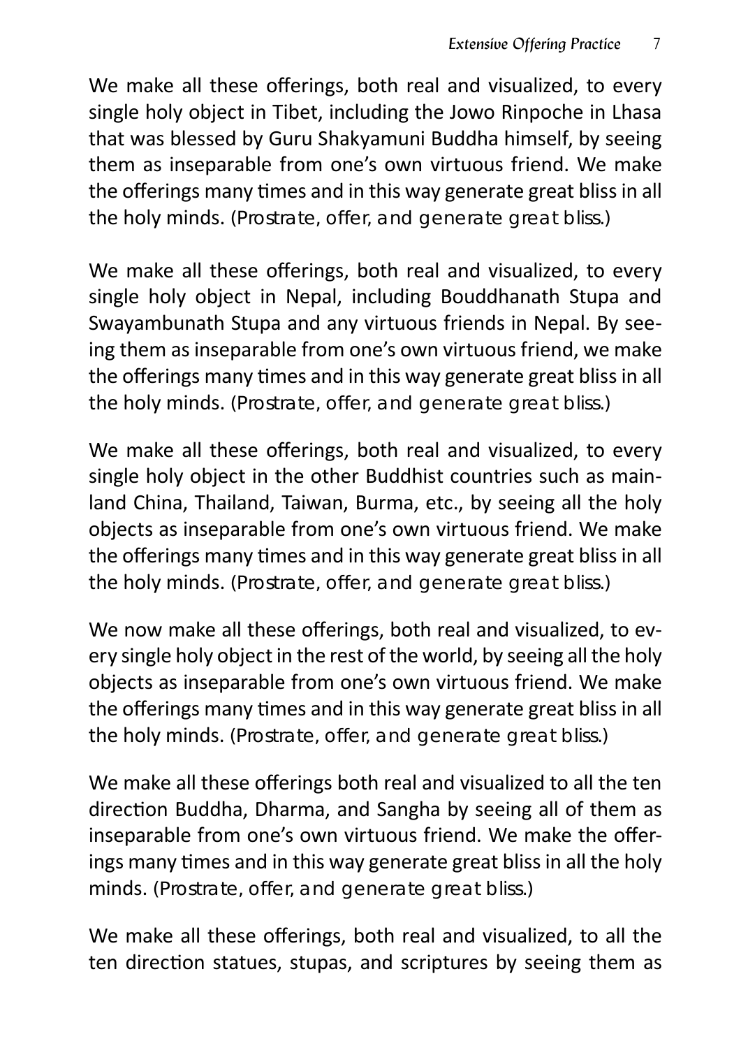We make all these offerings, both real and visualized, to every single holy object in Tibet, including the Jowo Rinpoche in Lhasa that was blessed by Guru Shakyamuni Buddha himself, by seeing them as inseparable from one's own virtuous friend. We make the offerings many times and in this way generate great bliss in all the holy minds. (Prostrate, offer, and generate great bliss.)

We make all these offerings, both real and visualized, to every single holy object in Nepal, including Bouddhanath Stupa and Swayambunath Stupa and any virtuous friends in Nepal. By seeing them as inseparable from one's own virtuous friend, we make the offerings many times and in this way generate great bliss in all the holy minds. (Prostrate, offer, and generate great bliss.)

We make all these offerings, both real and visualized, to every single holy object in the other Buddhist countries such as mainland China, Thailand, Taiwan, Burma, etc., by seeing all the holy objects as inseparable from one's own virtuous friend. We make the offerings many times and in this way generate great bliss in all the holy minds. (Prostrate, offer, and generate great bliss.)

We now make all these offerings, both real and visualized, to every single holy object in the rest of the world, by seeing all the holy objects as inseparable from one's own virtuous friend. We make the offerings many times and in this way generate great bliss in all the holy minds. (Prostrate, offer, and generate great bliss.)

We make all these offerings both real and visualized to all the ten direction Buddha, Dharma, and Sangha by seeing all of them as inseparable from one's own virtuous friend. We make the offerings many times and in this way generate great bliss in all the holy minds. (Prostrate, offer, and generate great bliss.)

We make all these offerings, both real and visualized, to all the ten direction statues, stupas, and scriptures by seeing them as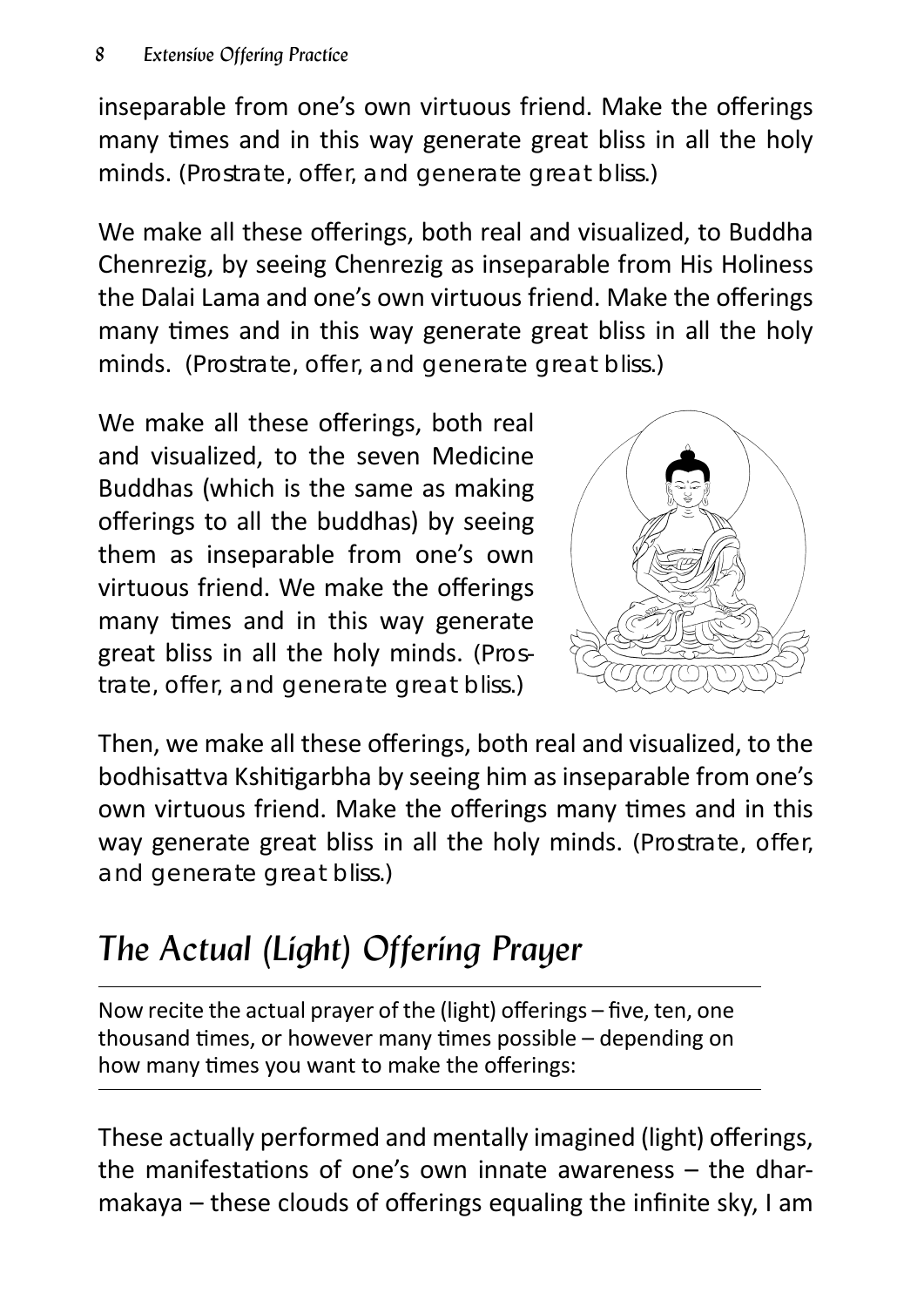inseparable from one's own virtuous friend. Make the offerings many times and in this way generate great bliss in all the holy minds. (Prostrate, offer, and generate great bliss.)

We make all these offerings, both real and visualized, to Buddha Chenrezig, by seeing Chenrezig as inseparable from His Holiness the Dalai Lama and one's own virtuous friend. Make the offerings many times and in this way generate great bliss in all the holy minds. (Prostrate, offer, and generate great bliss.)

We make all these offerings, both real and visualized, to the seven Medicine Buddhas (which is the same as making offerings to all the buddhas) by seeing them as inseparable from one's own virtuous friend. We make the offerings many times and in this way generate great bliss in all the holy minds. (Prostrate, offer, and generate great bliss.)

Then, we make all these offerings, both real and visualized, to the bodhisattva Kshitigarbha by seeing him as inseparable from one's own virtuous friend. Make the offerings many times and in this way generate great bliss in all the holy minds. (Prostrate, offer, and generate great bliss.)

## The Actual (Light) Offering Prayer

Now recite the actual prayer of the (light) offerings – five, ten, one thousand times, or however many times possible – depending on how many times you want to make the offerings:

These actually performed and mentally imagined (light) offerings, the manifestations of one's own innate awareness – the dharmakaya – these clouds of offerings equaling the infinite sky, I am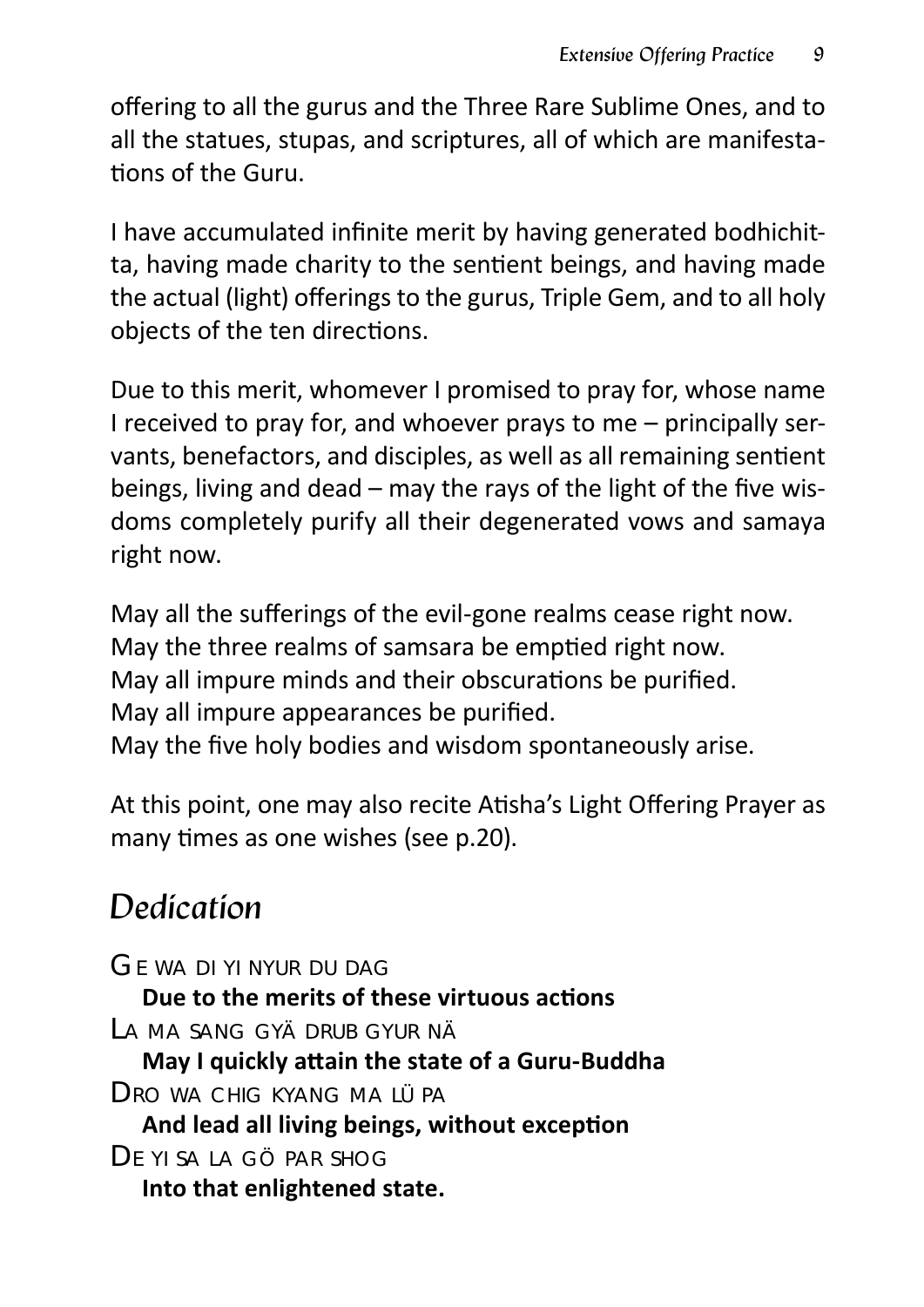offering to all the gurus and the Three Rare Sublime Ones, and to all the statues, stupas, and scriptures, all of which are manifestations of the Guru.

I have accumulated infinite merit by having generated bodhichitta, having made charity to the sentient beings, and having made the actual (light) offerings to the gurus, Triple Gem, and to all holy objects of the ten directions.

Due to this merit, whomever I promised to pray for, whose name I received to pray for, and whoever prays to me – principally servants, benefactors, and disciples, as well as all remaining sentient beings, living and dead – may the rays of the light of the five wisdoms completely purify all their degenerated vows and samaya right now.

May all the sufferings of the evil-gone realms cease right now.
May the three realms of samsara be emptied right now.
May all impure minds and their obscurations be purified.
May all impure appearances be purified.
May the five holy bodies and wisdom spontaneously arise.

At this point, one may also recite Atisha's Light Offering Prayer as many times as one wishes (see p.20).

## Dedication

GE WA DI YI NYUR DU DAG
**Due to the merits of these virtuous actions**
LA MA SANG GYÄ DRUB GYUR NÄ
**May I quickly attain the state of a Guru-Buddha**
DRO WA CHIG KYANG MA LÜ PA
**And lead all living beings, without exception**
DE YI SA LA GÖ PAR SHOG
**Into that enlightened state.**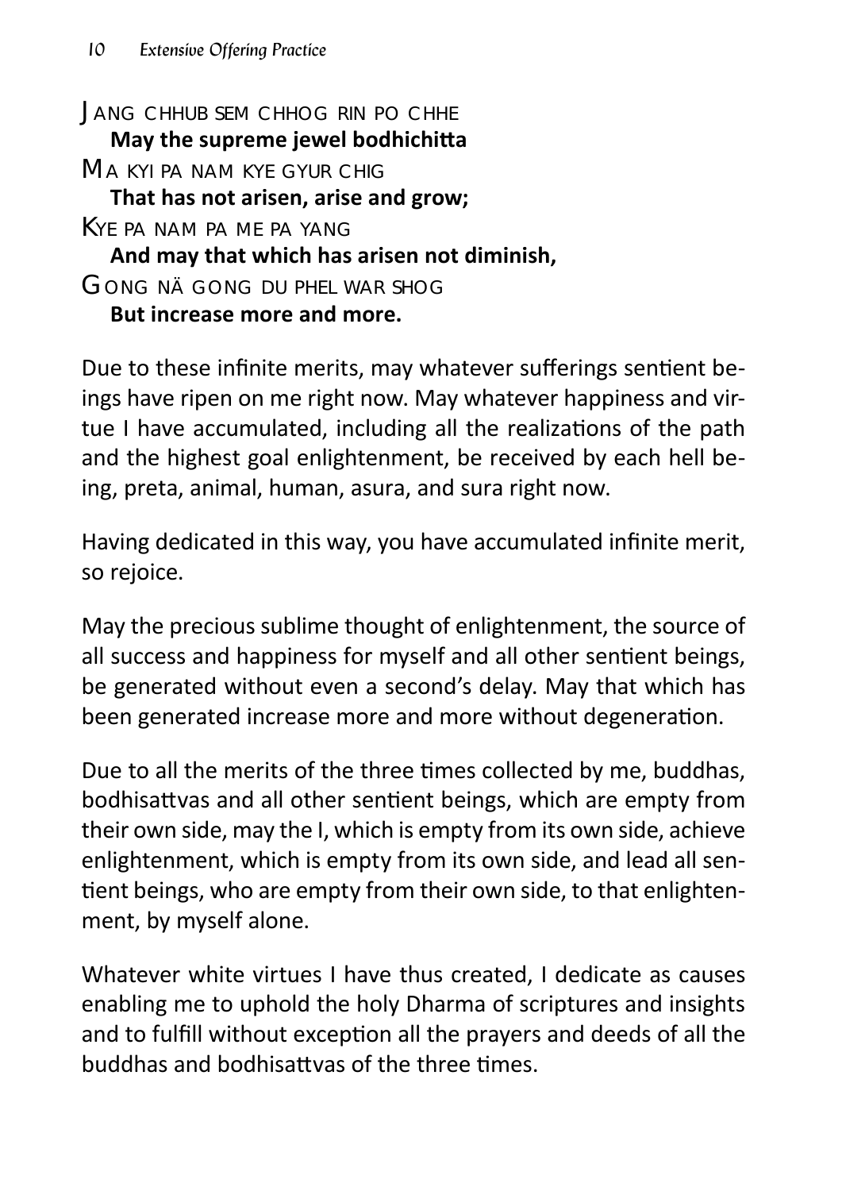JANG CHHUB SEM CHHOG RIN PO CHHE
**May the supreme jewel bodhichitta**
MA KYI PA NAM KYE GYUR CHIG
**That has not arisen, arise and grow;**
KYE PA NAM PA ME PA YANG
**And may that which has arisen not diminish,**
GONG NÄ GONG DU PHEL WAR SHOG
**But increase more and more.**

Due to these infinite merits, may whatever sufferings sentient beings have ripen on me right now. May whatever happiness and virtue I have accumulated, including all the realizations of the path and the highest goal enlightenment, be received by each hell being, preta, animal, human, asura, and sura right now.

Having dedicated in this way, you have accumulated infinite merit, so rejoice.

May the precious sublime thought of enlightenment, the source of all success and happiness for myself and all other sentient beings, be generated without even a second's delay. May that which has been generated increase more and more without degeneration.

Due to all the merits of the three times collected by me, buddhas, bodhisattvas and all other sentient beings, which are empty from their own side, may the I, which is empty from its own side, achieve enlightenment, which is empty from its own side, and lead all sentient beings, who are empty from their own side, to that enlightenment, by myself alone.

Whatever white virtues I have thus created, I dedicate as causes enabling me to uphold the holy Dharma of scriptures and insights and to fulfill without exception all the prayers and deeds of all the buddhas and bodhisattvas of the three times.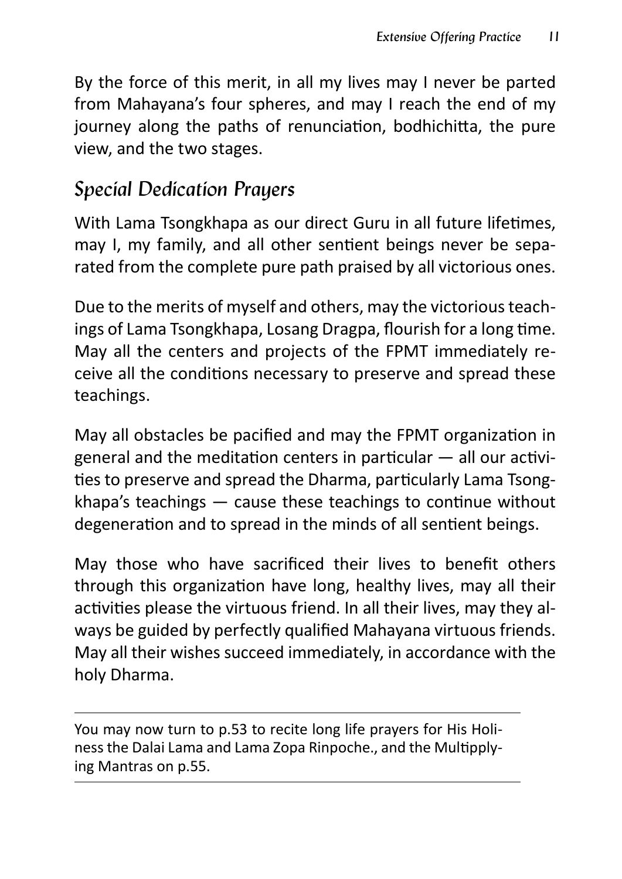By the force of this merit, in all my lives may I never be parted from Mahayana's four spheres, and may I reach the end of my journey along the paths of renunciation, bodhichitta, the pure view, and the two stages.

## *Special Dedication Prayers*

With Lama Tsongkhapa as our direct Guru in all future lifetimes, may I, my family, and all other sentient beings never be separated from the complete pure path praised by all victorious ones.

Due to the merits of myself and others, may the victorious teachings of Lama Tsongkhapa, Losang Dragpa, flourish for a long time. May all the centers and projects of the FPMT immediately receive all the conditions necessary to preserve and spread these teachings.

May all obstacles be pacified and may the FPMT organization in general and the meditation centers in particular — all our activities to preserve and spread the Dharma, particularly Lama Tsongkhapa's teachings — cause these teachings to continue without degeneration and to spread in the minds of all sentient beings.

May those who have sacrificed their lives to benefit others through this organization have long, healthy lives, may all their activities please the virtuous friend. In all their lives, may they always be guided by perfectly qualified Mahayana virtuous friends. May all their wishes succeed immediately, in accordance with the holy Dharma.

---

You may now turn to p.53 to recite long life prayers for His Holiness the Dalai Lama and Lama Zopa Rinpoche., and the Multipplying Mantras on p.55.

---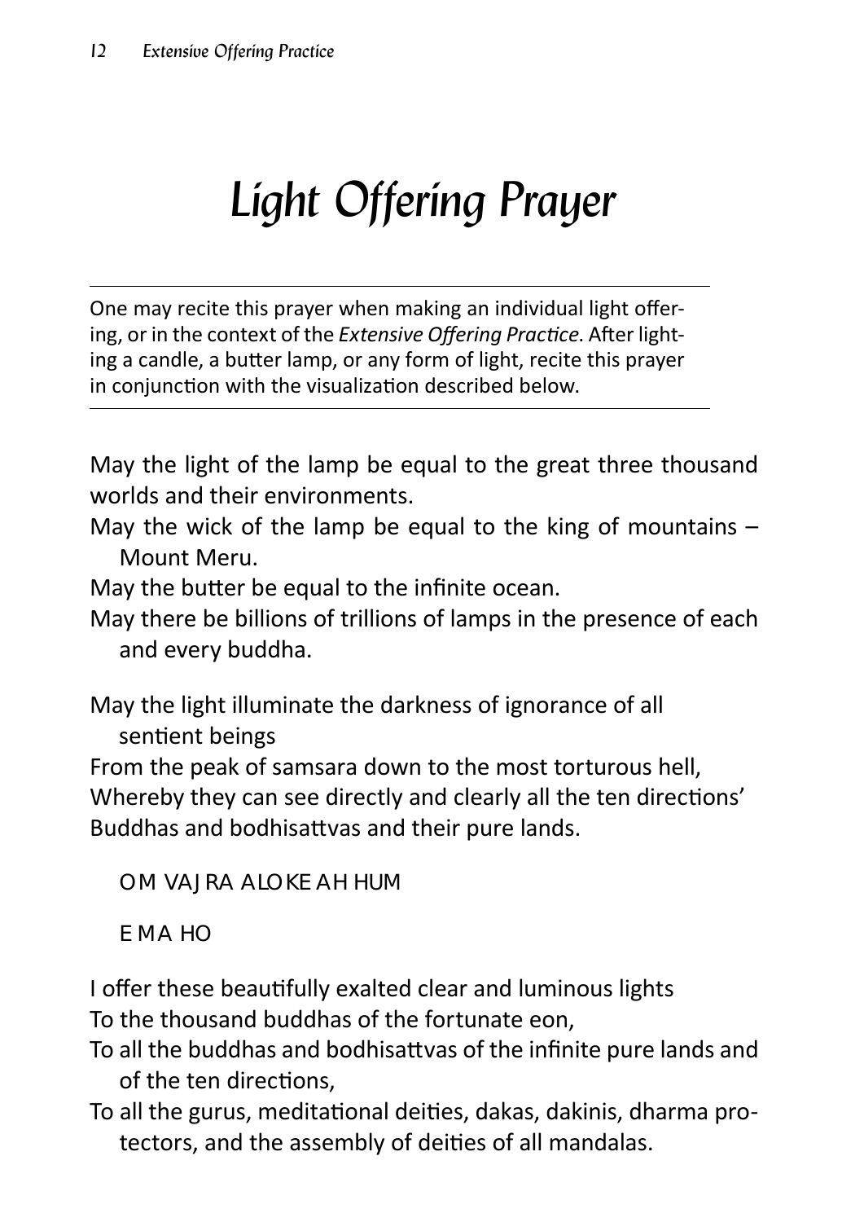# *Light Offering Prayer*

---

One may recite this prayer when making an individual light offering, or in the context of the *Extensive Offering Practice*. After lighting a candle, a butter lamp, or any form of light, recite this prayer in conjunction with the visualization described below.

---

May the light of the lamp be equal to the great three thousand worlds and their environments.
May the wick of the lamp be equal to the king of mountains – Mount Meru.
May the butter be equal to the infinite ocean.
May there be billions of trillions of lamps in the presence of each and every buddha.

May the light illuminate the darkness of ignorance of all sentient beings
From the peak of samsara down to the most torturous hell,
Whereby they can see directly and clearly all the ten directions'
Buddhas and bodhisattvas and their pure lands.

OM VAJRA ALOKE AH HUM

E MA HO

I offer these beautifully exalted clear and luminous lights
To the thousand buddhas of the fortunate eon,
To all the buddhas and bodhisattvas of the infinite pure lands and of the ten directions,
To all the gurus, meditational deities, dakas, dakinis, dharma protectors, and the assembly of deities of all mandalas.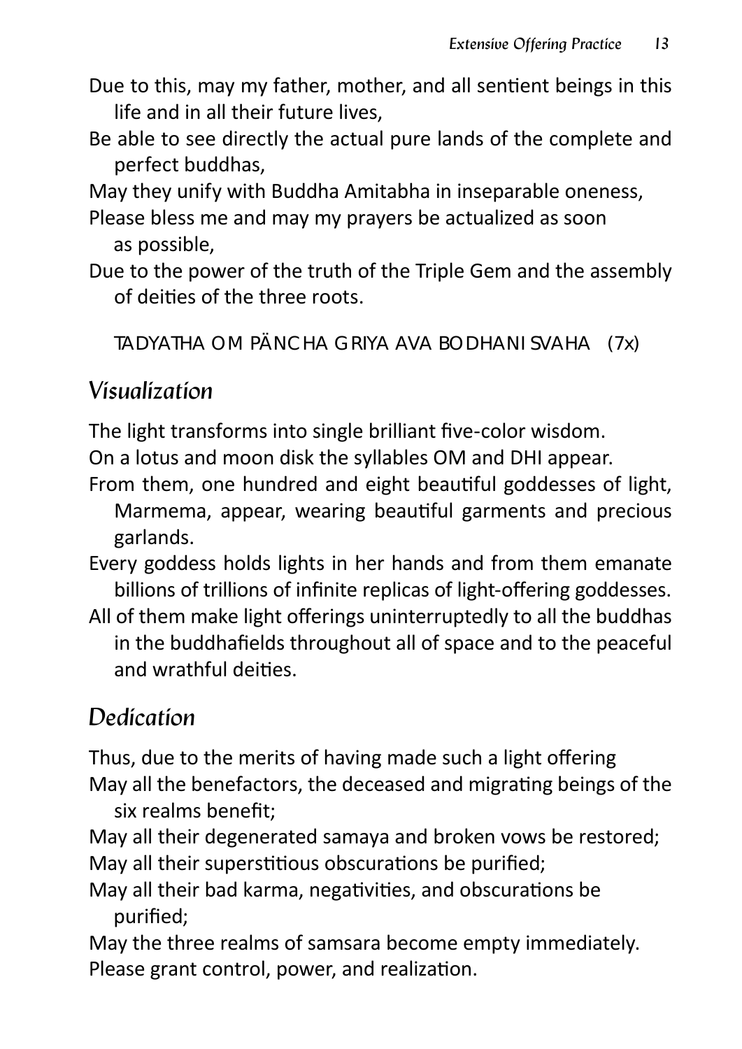Due to this, may my father, mother, and all sentient beings in this life and in all their future lives,

Be able to see directly the actual pure lands of the complete and perfect buddhas,

May they unify with Buddha Amitabha in inseparable oneness,

Please bless me and may my prayers be actualized as soon as possible,

Due to the power of the truth of the Triple Gem and the assembly of deities of the three roots.

TADYATHA OM PÄNCHA GRIYA AVA BODHANI SVAHA (7x)

## Visualization

The light transforms into single brilliant five-color wisdom.

On a lotus and moon disk the syllables OM and DHI appear.

From them, one hundred and eight beautiful goddesses of light, Marmema, appear, wearing beautiful garments and precious garlands.

Every goddess holds lights in her hands and from them emanate billions of trillions of infinite replicas of light-offering goddesses.

All of them make light offerings uninterruptedly to all the buddhas in the buddhafields throughout all of space and to the peaceful and wrathful deities.

## Dedication

Thus, due to the merits of having made such a light offering

May all the benefactors, the deceased and migrating beings of the six realms benefit;

May all their degenerated samaya and broken vows be restored;

May all their superstitious obscurations be purified;

May all their bad karma, negativities, and obscurations be purified;

May the three realms of samsara become empty immediately.

Please grant control, power, and realization.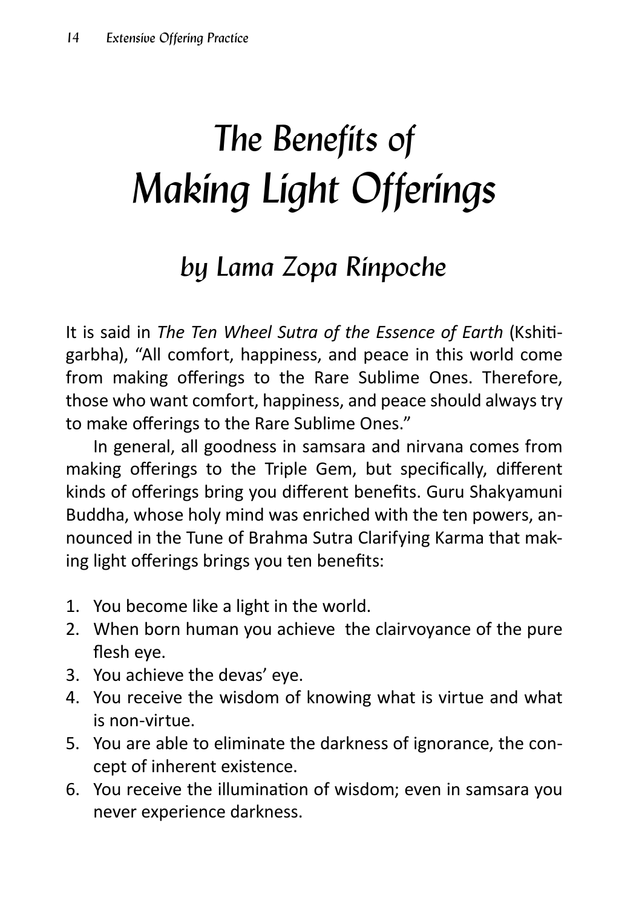# The Benefits of Making Light Offerings

## by Lama Zopa Rinpoche

It is said in *The Ten Wheel Sutra of the Essence of Earth* (Kshitigarbha), "All comfort, happiness, and peace in this world come from making offerings to the Rare Sublime Ones. Therefore, those who want comfort, happiness, and peace should always try to make offerings to the Rare Sublime Ones."

In general, all goodness in samsara and nirvana comes from making offerings to the Triple Gem, but specifically, different kinds of offerings bring you different benefits. Guru Shakyamuni Buddha, whose holy mind was enriched with the ten powers, announced in the Tune of Brahma Sutra Clarifying Karma that making light offerings brings you ten benefits:

1. You become like a light in the world.
2. When born human you achieve the clairvoyance of the pure flesh eye.
3. You achieve the devas' eye.
4. You receive the wisdom of knowing what is virtue and what is non-virtue.
5. You are able to eliminate the darkness of ignorance, the concept of inherent existence.
6. You receive the illumination of wisdom; even in samsara you never experience darkness.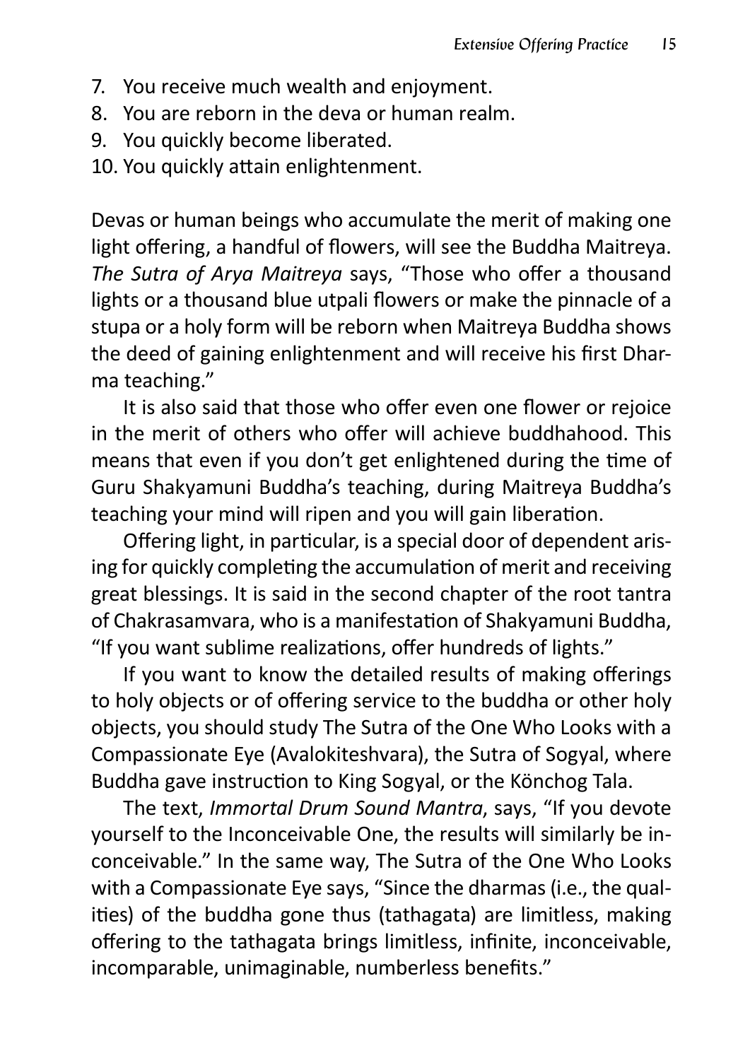7. You receive much wealth and enjoyment.
8. You are reborn in the deva or human realm.
9. You quickly become liberated.
10. You quickly attain enlightenment.

Devas or human beings who accumulate the merit of making one light offering, a handful of flowers, will see the Buddha Maitreya. *The Sutra of Arya Maitreya* says, "Those who offer a thousand lights or a thousand blue utpali flowers or make the pinnacle of a stupa or a holy form will be reborn when Maitreya Buddha shows the deed of gaining enlightenment and will receive his first Dharma teaching."

It is also said that those who offer even one flower or rejoice in the merit of others who offer will achieve buddhahood. This means that even if you don't get enlightened during the time of Guru Shakyamuni Buddha's teaching, during Maitreya Buddha's teaching your mind will ripen and you will gain liberation.

Offering light, in particular, is a special door of dependent arising for quickly completing the accumulation of merit and receiving great blessings. It is said in the second chapter of the root tantra of Chakrasamvara, who is a manifestation of Shakyamuni Buddha, "If you want sublime realizations, offer hundreds of lights."

If you want to know the detailed results of making offerings to holy objects or of offering service to the buddha or other holy objects, you should study The Sutra of the One Who Looks with a Compassionate Eye (Avalokiteshvara), the Sutra of Sogyal, where Buddha gave instruction to King Sogyal, or the Könchog Tala.

The text, *Immortal Drum Sound Mantra*, says, "If you devote yourself to the Inconceivable One, the results will similarly be inconceivable." In the same way, The Sutra of the One Who Looks with a Compassionate Eye says, "Since the dharmas (i.e., the qualities) of the buddha gone thus (tathagata) are limitless, making offering to the tathagata brings limitless, infinite, inconceivable, incomparable, unimaginable, numberless benefits."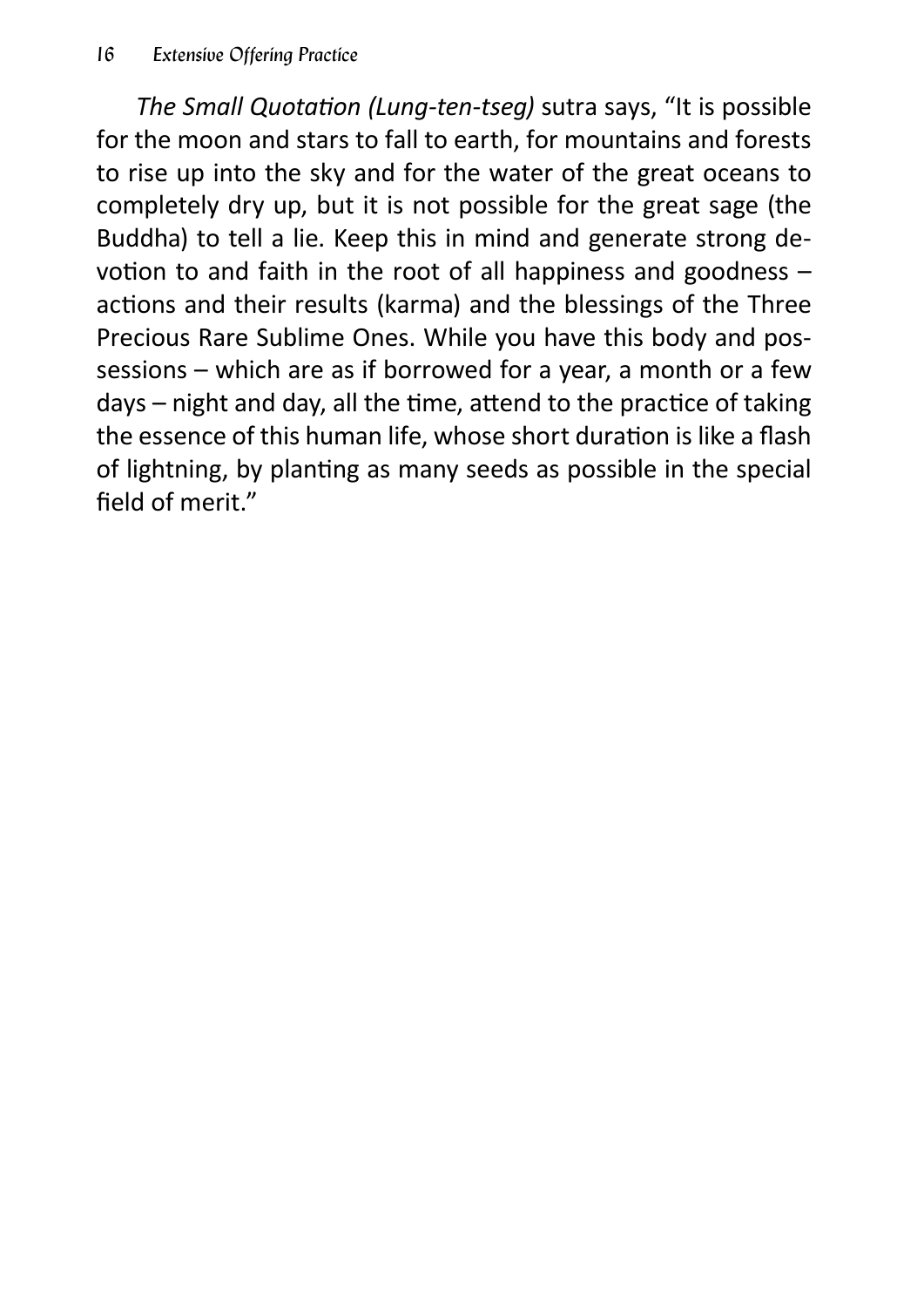*The Small Quotation (Lung-ten-tseg)* sutra says, "It is possible for the moon and stars to fall to earth, for mountains and forests to rise up into the sky and for the water of the great oceans to completely dry up, but it is not possible for the great sage (the Buddha) to tell a lie. Keep this in mind and generate strong devotion to and faith in the root of all happiness and goodness – actions and their results (karma) and the blessings of the Three Precious Rare Sublime Ones. While you have this body and possessions – which are as if borrowed for a year, a month or a few days – night and day, all the time, attend to the practice of taking the essence of this human life, whose short duration is like a flash of lightning, by planting as many seeds as possible in the special field of merit."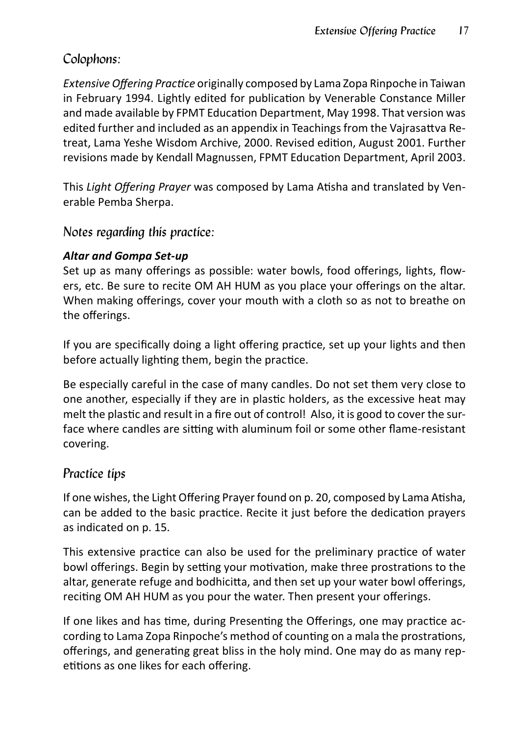## Colophons:

*Extensive Offering Practice* originally composed by Lama Zopa Rinpoche in Taiwan in February 1994. Lightly edited for publication by Venerable Constance Miller and made available by FPMT Education Department, May 1998. That version was edited further and included as an appendix in Teachings from the Vajrasattva Retreat, Lama Yeshe Wisdom Archive, 2000. Revised edition, August 2001. Further revisions made by Kendall Magnussen, FPMT Education Department, April 2003.

This *Light Offering Prayer* was composed by Lama Atisha and translated by Venerable Pemba Sherpa.

## Notes regarding this practice:

***Altar and Gompa Set-up***

Set up as many offerings as possible: water bowls, food offerings, lights, flowers, etc. Be sure to recite OM AH HUM as you place your offerings on the altar. When making offerings, cover your mouth with a cloth so as not to breathe on the offerings.

If you are specifically doing a light offering practice, set up your lights and then before actually lighting them, begin the practice.

Be especially careful in the case of many candles. Do not set them very close to one another, especially if they are in plastic holders, as the excessive heat may melt the plastic and result in a fire out of control! Also, it is good to cover the surface where candles are sitting with aluminum foil or some other flame-resistant covering.

## Practice tips

If one wishes, the Light Offering Prayer found on p. 20, composed by Lama Atisha, can be added to the basic practice. Recite it just before the dedication prayers as indicated on p. 15.

This extensive practice can also be used for the preliminary practice of water bowl offerings. Begin by setting your motivation, make three prostrations to the altar, generate refuge and bodhicitta, and then set up your water bowl offerings, reciting OM AH HUM as you pour the water. Then present your offerings.

If one likes and has time, during Presenting the Offerings, one may practice according to Lama Zopa Rinpoche's method of counting on a mala the prostrations, offerings, and generating great bliss in the holy mind. One may do as many repetitions as one likes for each offering.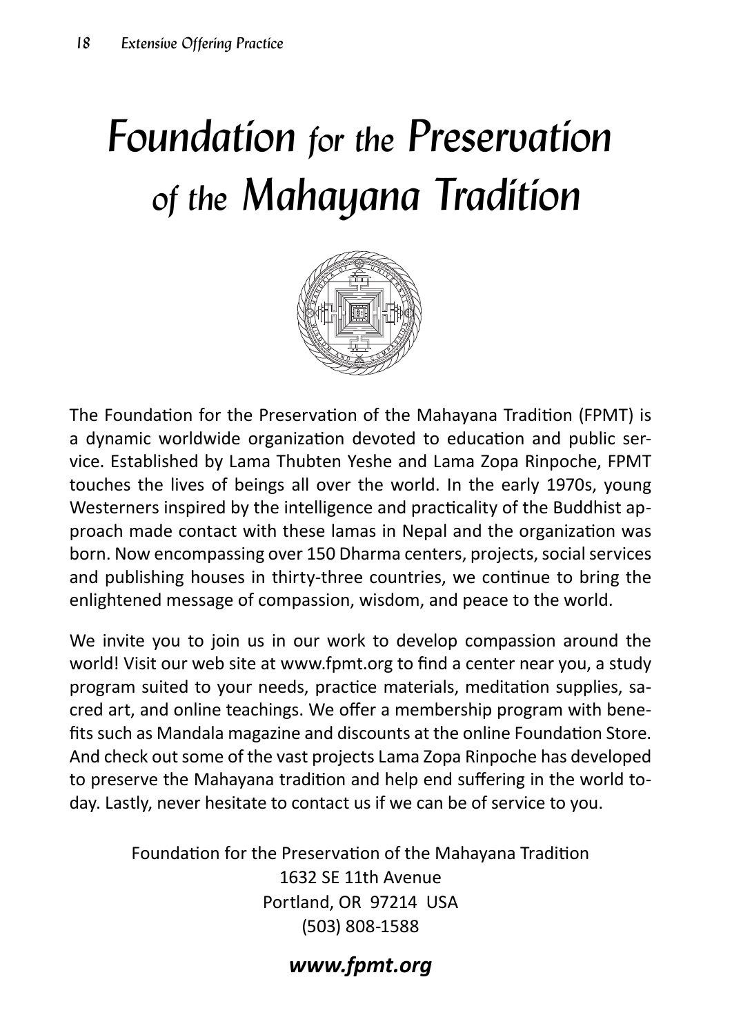# *Foundation for the Preservation of the Mahayana Tradition*

The Foundation for the Preservation of the Mahayana Tradition (FPMT) is a dynamic worldwide organization devoted to education and public service. Established by Lama Thubten Yeshe and Lama Zopa Rinpoche, FPMT touches the lives of beings all over the world. In the early 1970s, young Westerners inspired by the intelligence and practicality of the Buddhist approach made contact with these lamas in Nepal and the organization was born. Now encompassing over 150 Dharma centers, projects, social services and publishing houses in thirty-three countries, we continue to bring the enlightened message of compassion, wisdom, and peace to the world.

We invite you to join us in our work to develop compassion around the world! Visit our web site at www.fpmt.org to find a center near you, a study program suited to your needs, practice materials, meditation supplies, sacred art, and online teachings. We offer a membership program with benefits such as Mandala magazine and discounts at the online Foundation Store. And check out some of the vast projects Lama Zopa Rinpoche has developed to preserve the Mahayana tradition and help end suffering in the world today. Lastly, never hesitate to contact us if we can be of service to you.

Foundation for the Preservation of the Mahayana Tradition
1632 SE 11th Avenue
Portland, OR 97214 USA
(503) 808-1588

***www.fpmt.org***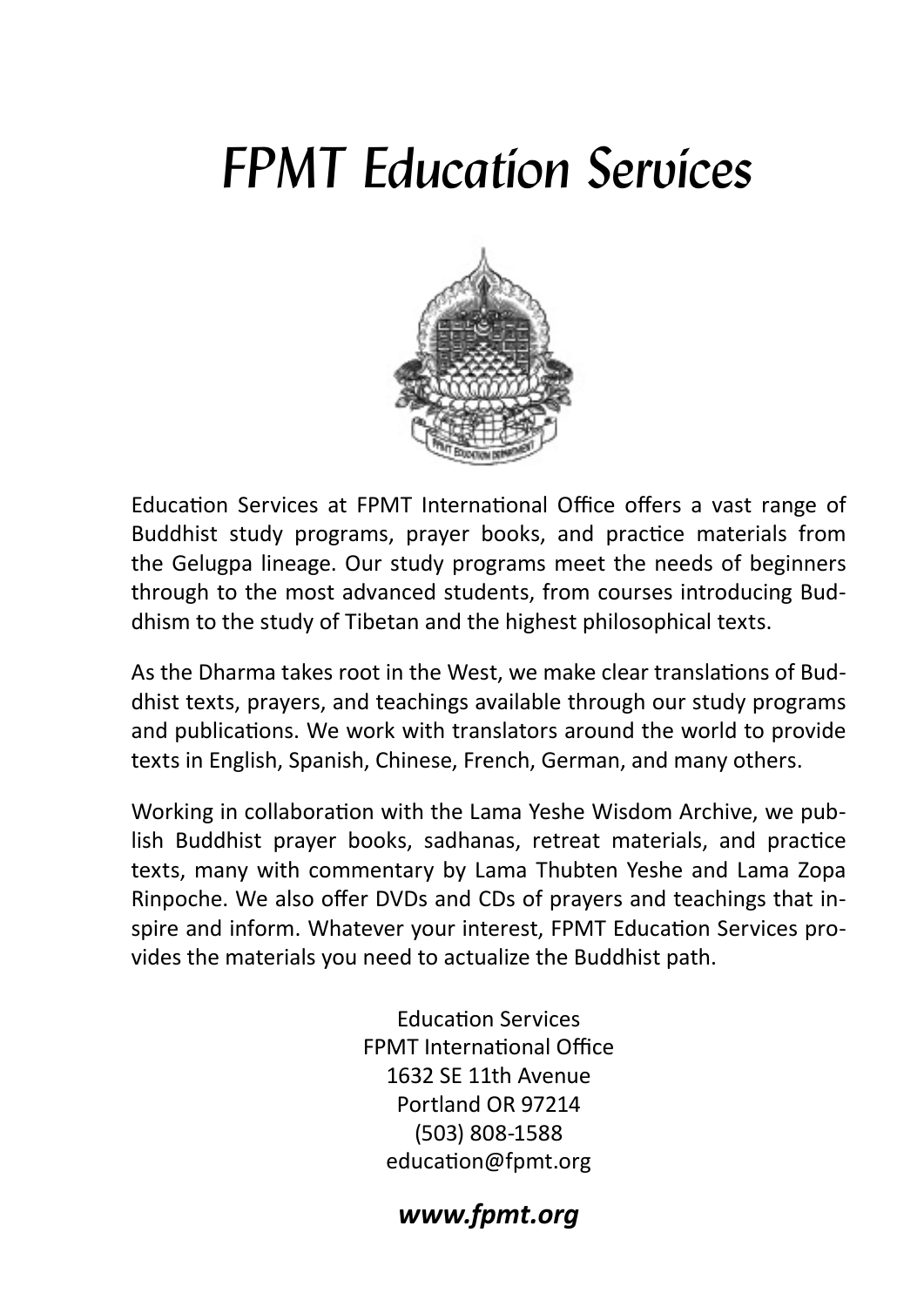# *FPMT Education Services*

Education Services at FPMT International Office offers a vast range of Buddhist study programs, prayer books, and practice materials from the Gelugpa lineage. Our study programs meet the needs of beginners through to the most advanced students, from courses introducing Buddhism to the study of Tibetan and the highest philosophical texts.

As the Dharma takes root in the West, we make clear translations of Buddhist texts, prayers, and teachings available through our study programs and publications. We work with translators around the world to provide texts in English, Spanish, Chinese, French, German, and many others.

Working in collaboration with the Lama Yeshe Wisdom Archive, we publish Buddhist prayer books, sadhanas, retreat materials, and practice texts, many with commentary by Lama Thubten Yeshe and Lama Zopa Rinpoche. We also offer DVDs and CDs of prayers and teachings that inspire and inform. Whatever your interest, FPMT Education Services provides the materials you need to actualize the Buddhist path.

Education Services
FPMT International Office
1632 SE 11th Avenue
Portland OR 97214
(503) 808-1588
education@fpmt.org

***www.fpmt.org***